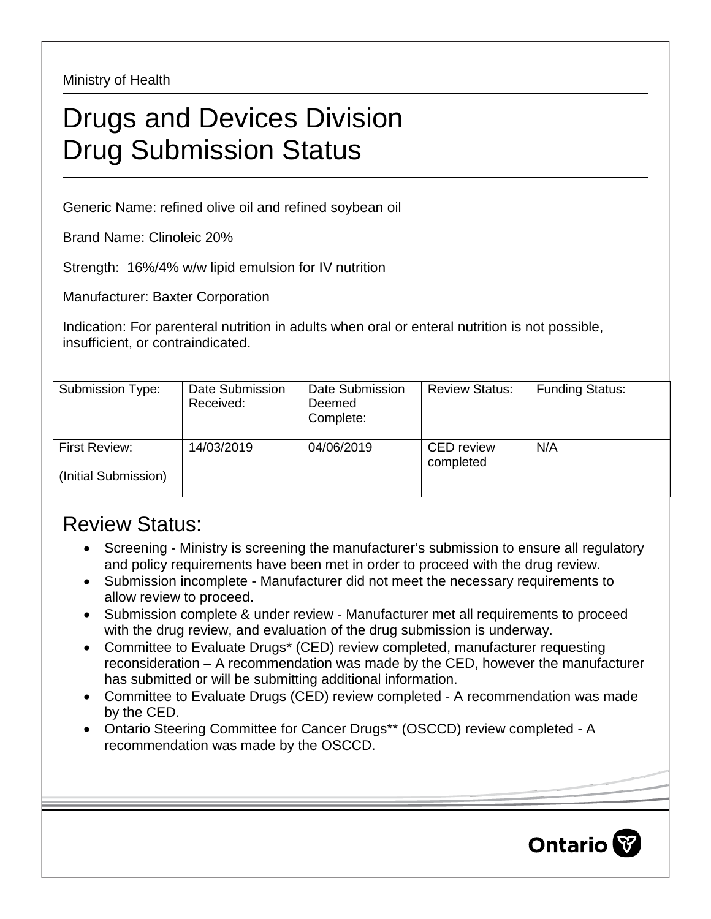Ministry of Health

# Drugs and Devices Division
# Drug Submission Status

Generic Name: refined olive oil and refined soybean oil

Brand Name: Clinoleic 20%

Strength: 16%/4% w/w lipid emulsion for IV nutrition

Manufacturer: Baxter Corporation

Indication: For parenteral nutrition in adults when oral or enteral nutrition is not possible, insufficient, or contraindicated.

| Submission Type: | Date Submission Received: | Date Submission Deemed Complete: | Review Status: | Funding Status: |
|---|---|---|---|---|
| First Review: (Initial Submission) | 14/03/2019 | 04/06/2019 | CED review completed | N/A |

## Review Status:

- Screening - Ministry is screening the manufacturer's submission to ensure all regulatory and policy requirements have been met in order to proceed with the drug review.
- Submission incomplete - Manufacturer did not meet the necessary requirements to allow review to proceed.
- Submission complete & under review - Manufacturer met all requirements to proceed with the drug review, and evaluation of the drug submission is underway.
- Committee to Evaluate Drugs* (CED) review completed, manufacturer requesting reconsideration – A recommendation was made by the CED, however the manufacturer has submitted or will be submitting additional information.
- Committee to Evaluate Drugs (CED) review completed - A recommendation was made by the CED.
- Ontario Steering Committee for Cancer Drugs** (OSCCD) review completed - A recommendation was made by the OSCCD.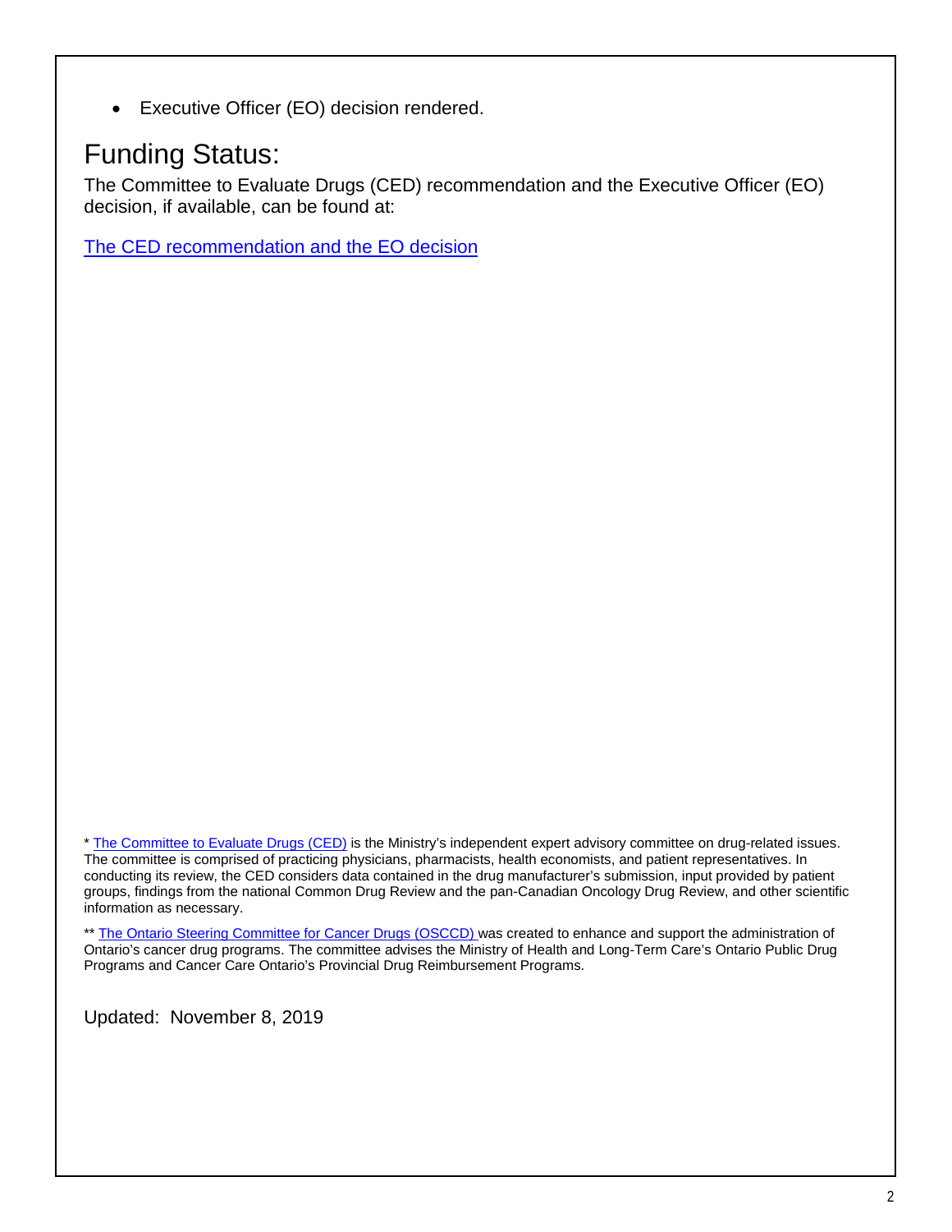- Executive Officer (EO) decision rendered.

## Funding Status:

The Committee to Evaluate Drugs (CED) recommendation and the Executive Officer (EO) decision, if available, can be found at:

The CED recommendation and the EO decision

* The Committee to Evaluate Drugs (CED) is the Ministry's independent expert advisory committee on drug-related issues. The committee is comprised of practicing physicians, pharmacists, health economists, and patient representatives. In conducting its review, the CED considers data contained in the drug manufacturer's submission, input provided by patient groups, findings from the national Common Drug Review and the pan-Canadian Oncology Drug Review, and other scientific information as necessary.

** The Ontario Steering Committee for Cancer Drugs (OSCCD) was created to enhance and support the administration of Ontario's cancer drug programs. The committee advises the Ministry of Health and Long-Term Care's Ontario Public Drug Programs and Cancer Care Ontario's Provincial Drug Reimbursement Programs.

Updated: November 8, 2019